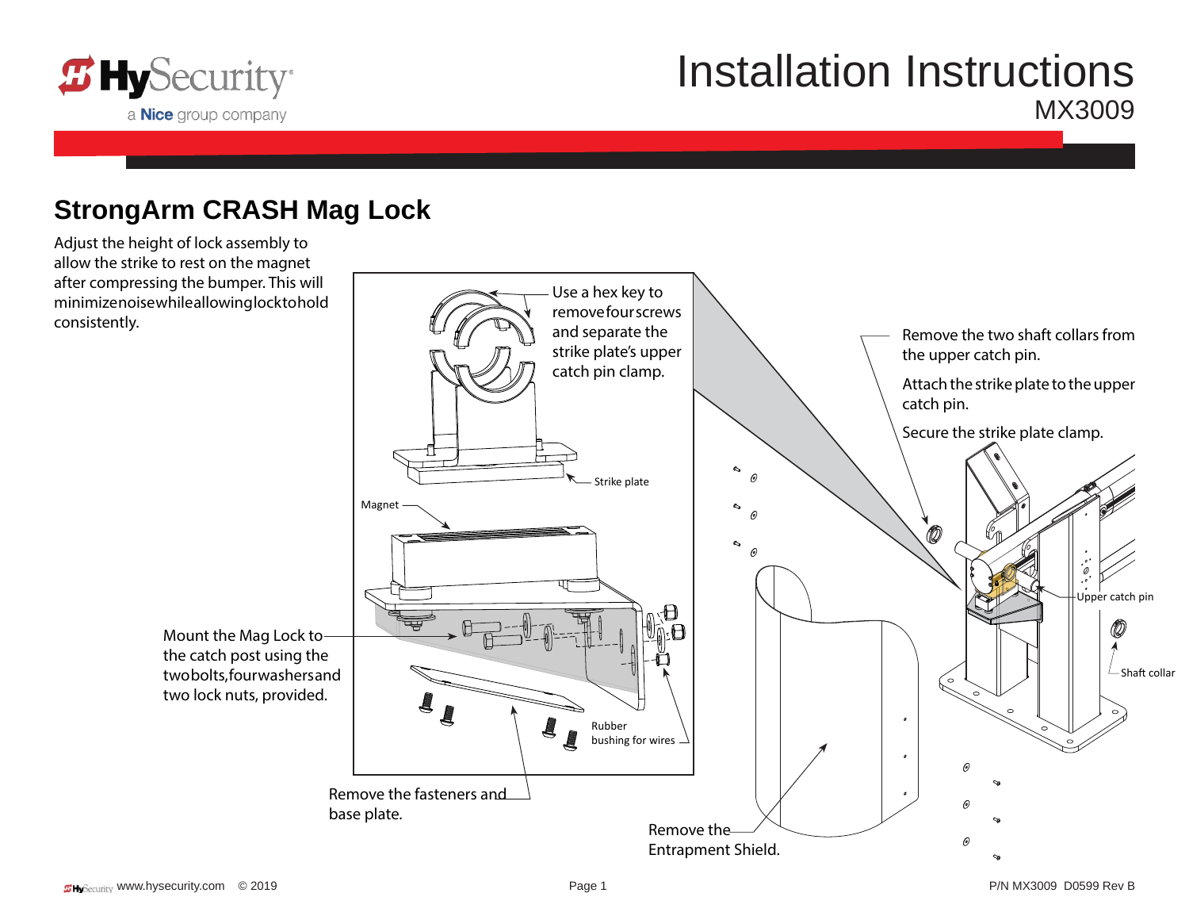# Installation Instructions

## MX3009

## StrongArm CRASH Mag Lock

Adjust the height of lock assembly to allow the strike to rest on the magnet after compressing the bumper. This will minimize noise while allowing lock to hold consistently.

Use a hex key to remove four screws and separate the strike plate's upper catch pin clamp.

Strike plate

Magnet

Mount the Mag Lock to the catch post using the two bolts, four washers and two lock nuts, provided.

Rubber bushing for wires

Remove the fasteners and base plate.

Remove the two shaft collars from the upper catch pin.

Attach the strike plate to the upper catch pin.

Secure the strike plate clamp.

Upper catch pin

Shaft collar

Remove the Entrapment Shield.

www.hysecurity.com © 2019

P/N MX3009 D0599 Rev B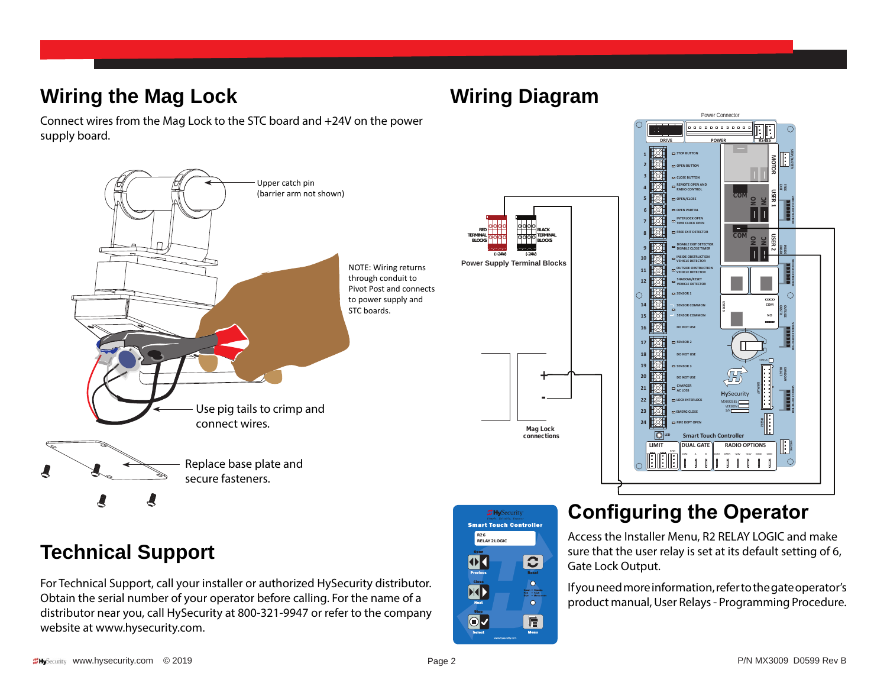## Wiring the Mag Lock

Connect wires from the Mag Lock to the STC board and +24V on the power supply board.

Upper catch pin
(barrier arm not shown)

NOTE: Wiring returns through conduit to Pivot Post and connects to power supply and STC boards.

Use pig tails to crimp and connect wires.

Replace base plate and secure fasteners.

## Wiring Diagram

Power Supply Terminal Blocks

RED TERMINAL BLOCKS (+24V)

BLACK TERMINAL BLOCKS (-24V)

Mag Lock connections

Power Connector

DRIVE

POWER

RS485

1 STOP BUTTON
2 OPEN BUTTON
3 CLOSE BUTTON
4 REMOTE OPEN AND RADIO CONTROL
5 OPEN/CLOSE
6 OPEN PARTIAL
7 INTERLOCK OPEN TIME CLOCK OPEN
8 FREE EXIT DETECTOR
9 DISABLE EXIT DETECTOR DISABLE CLOSE TIMER
10 INSIDE OBSTRUCTION VEHICLE DETECTOR
11 OUTSIDE OBSTRUCTION VEHICLE DETECTOR
12 SHADOW/RESET VEHICLE DETECTOR
SENSOR 1
14 SENSOR COMMON
15 SENSOR COMMON
16 DO NOT USE
17 SENSOR 2
18 DO NOT USE
19 SENSOR 3
20 DO NOT USE
21 CHARGER AC LOSS
22 LOCK INTERLOCK
23 EMERG CLOSE
24 FIRE DEPT OPEN

MOTOR

USER 1

USER 2

COM

NO

NC

USER 3

HySecurity

Smart Touch Controller

LIMIT

DUAL GATE

RADIO OPTIONS

## Configuring the Operator

Access the Installer Menu, R2 RELAY LOGIC and make sure that the user relay is set at its default setting of 6, Gate Lock Output.

If you need more information, refer to the gate operator's product manual, User Relays - Programming Procedure.

HySecurity
Smart Touch Controller
R26
RELAY 2 LOGIC

## Technical Support

For Technical Support, call your installer or authorized HySecurity distributor. Obtain the serial number of your operator before calling. For the name of a distributor near you, call HySecurity at 800-321-9947 or refer to the company website at www.hysecurity.com.

www.hysecurity.com © 2019

P/N MX3009 D0599 Rev B